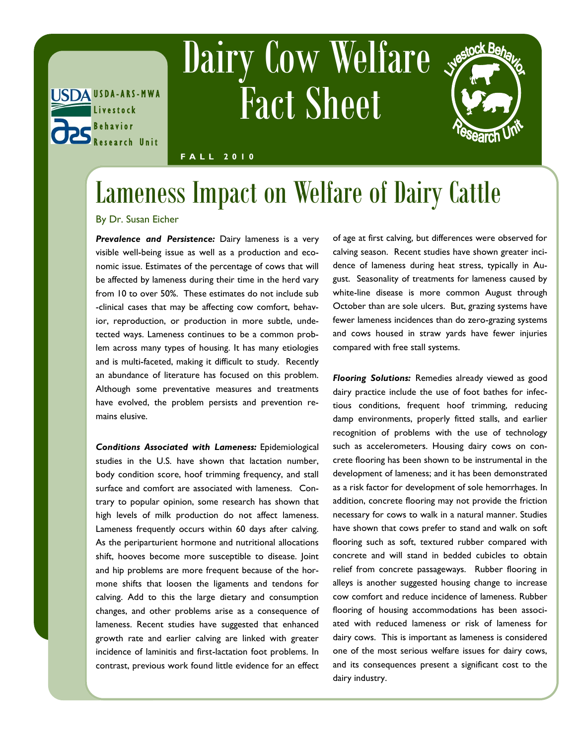USDA-ARS-MWA Livestock Behavior Research Unit

# Dairy Cow Welfare Fact Sheet

**FALL 2010**

## Lameness Impact on Welfare of Dairy Cattle

By Dr. Susan Eicher

***Prevalence and Persistence:*** Dairy lameness is a very visible well-being issue as well as a production and economic issue. Estimates of the percentage of cows that will be affected by lameness during their time in the herd vary from 10 to over 50%. These estimates do not include sub-clinical cases that may be affecting cow comfort, behavior, reproduction, or production in more subtle, undetected ways. Lameness continues to be a common problem across many types of housing. It has many etiologies and is multi-faceted, making it difficult to study. Recently an abundance of literature has focused on this problem. Although some preventative measures and treatments have evolved, the problem persists and prevention remains elusive.

***Conditions Associated with Lameness:*** Epidemiological studies in the U.S. have shown that lactation number, body condition score, hoof trimming frequency, and stall surface and comfort are associated with lameness. Contrary to popular opinion, some research has shown that high levels of milk production do not affect lameness. Lameness frequently occurs within 60 days after calving. As the periparturient hormone and nutritional allocations shift, hooves become more susceptible to disease. Joint and hip problems are more frequent because of the hormone shifts that loosen the ligaments and tendons for calving. Add to this the large dietary and consumption changes, and other problems arise as a consequence of lameness. Recent studies have suggested that enhanced growth rate and earlier calving are linked with greater incidence of laminitis and first-lactation foot problems. In contrast, previous work found little evidence for an effect of age at first calving, but differences were observed for calving season. Recent studies have shown greater incidence of lameness during heat stress, typically in August. Seasonality of treatments for lameness caused by white-line disease is more common August through October than are sole ulcers. But, grazing systems have fewer lameness incidences than do zero-grazing systems and cows housed in straw yards have fewer injuries compared with free stall systems.

***Flooring Solutions:*** Remedies already viewed as good dairy practice include the use of foot bathes for infectious conditions, frequent hoof trimming, reducing damp environments, properly fitted stalls, and earlier recognition of problems with the use of technology such as accelerometers. Housing dairy cows on concrete flooring has been shown to be instrumental in the development of lameness; and it has been demonstrated as a risk factor for development of sole hemorrhages. In addition, concrete flooring may not provide the friction necessary for cows to walk in a natural manner. Studies have shown that cows prefer to stand and walk on soft flooring such as soft, textured rubber compared with concrete and will stand in bedded cubicles to obtain relief from concrete passageways. Rubber flooring in alleys is another suggested housing change to increase cow comfort and reduce incidence of lameness. Rubber flooring of housing accommodations has been associated with reduced lameness or risk of lameness for dairy cows. This is important as lameness is considered one of the most serious welfare issues for dairy cows, and its consequences present a significant cost to the dairy industry.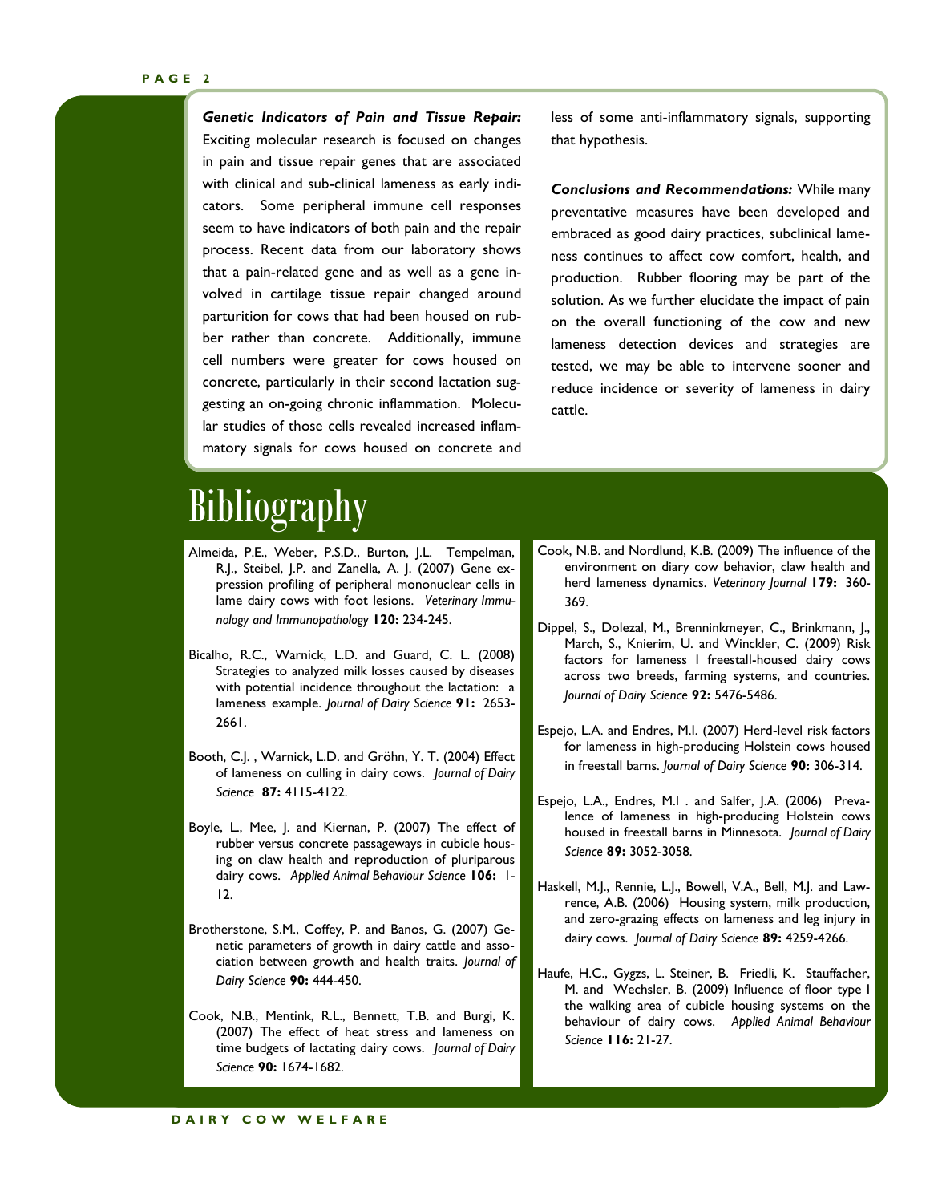***Genetic Indicators of Pain and Tissue Repair:*** Exciting molecular research is focused on changes in pain and tissue repair genes that are associated with clinical and sub-clinical lameness as early indicators. Some peripheral immune cell responses seem to have indicators of both pain and the repair process. Recent data from our laboratory shows that a pain-related gene and as well as a gene involved in cartilage tissue repair changed around parturition for cows that had been housed on rubber rather than concrete. Additionally, immune cell numbers were greater for cows housed on concrete, particularly in their second lactation suggesting an on-going chronic inflammation. Molecular studies of those cells revealed increased inflammatory signals for cows housed on concrete and less of some anti-inflammatory signals, supporting that hypothesis.

***Conclusions and Recommendations:*** While many preventative measures have been developed and embraced as good dairy practices, subclinical lameness continues to affect cow comfort, health, and production. Rubber flooring may be part of the solution. As we further elucidate the impact of pain on the overall functioning of the cow and new lameness detection devices and strategies are tested, we may be able to intervene sooner and reduce incidence or severity of lameness in dairy cattle.

# Bibliography

Almeida, P.E., Weber, P.S.D., Burton, J.L. Tempelman, R.J., Steibel, J.P. and Zanella, A. J. (2007) Gene expression profiling of peripheral mononuclear cells in lame dairy cows with foot lesions. *Veterinary Immunology and Immunopathology* **120:** 234-245.

Bicalho, R.C., Warnick, L.D. and Guard, C. L. (2008) Strategies to analyzed milk losses caused by diseases with potential incidence throughout the lactation: a lameness example. *Journal of Dairy Science* **91:** 2653-2661.

Booth, C.J. , Warnick, L.D. and Gröhn, Y. T. (2004) Effect of lameness on culling in dairy cows. *Journal of Dairy Science* **87:** 4115-4122.

Boyle, L., Mee, J. and Kiernan, P. (2007) The effect of rubber versus concrete passageways in cubicle housing on claw health and reproduction of pluriparous dairy cows. *Applied Animal Behaviour Science* **106:** 1-12.

Brotherstone, S.M., Coffey, P. and Banos, G. (2007) Genetic parameters of growth in dairy cattle and association between growth and health traits. *Journal of Dairy Science* **90:** 444-450.

Cook, N.B., Mentink, R.L., Bennett, T.B. and Burgi, K. (2007) The effect of heat stress and lameness on time budgets of lactating dairy cows. *Journal of Dairy Science* **90:** 1674-1682.

Cook, N.B. and Nordlund, K.B. (2009) The influence of the environment on diary cow behavior, claw health and herd lameness dynamics. *Veterinary Journal* **179:** 360-369.

Dippel, S., Dolezal, M., Brenninkmeyer, C., Brinkmann, J., March, S., Knierim, U. and Winckler, C. (2009) Risk factors for lameness I freestall-housed dairy cows across two breeds, farming systems, and countries. *Journal of Dairy Science* **92:** 5476-5486.

Espejo, L.A. and Endres, M.I. (2007) Herd-level risk factors for lameness in high-producing Holstein cows housed in freestall barns. *Journal of Dairy Science* **90:** 306-314.

Espejo, L.A., Endres, M.I . and Salfer, J.A. (2006) Prevalence of lameness in high-producing Holstein cows housed in freestall barns in Minnesota. *Journal of Dairy Science* **89:** 3052-3058.

Haskell, M.J., Rennie, L.J., Bowell, V.A., Bell, M.J. and Lawrence, A.B. (2006) Housing system, milk production, and zero-grazing effects on lameness and leg injury in dairy cows. *Journal of Dairy Science* **89:** 4259-4266.

Haufe, H.C., Gygzs, L. Steiner, B. Friedli, K. Stauffacher, M. and Wechsler, B. (2009) Influence of floor type I the walking area of cubicle housing systems on the behaviour of dairy cows. *Applied Animal Behaviour Science* **116:** 21-27.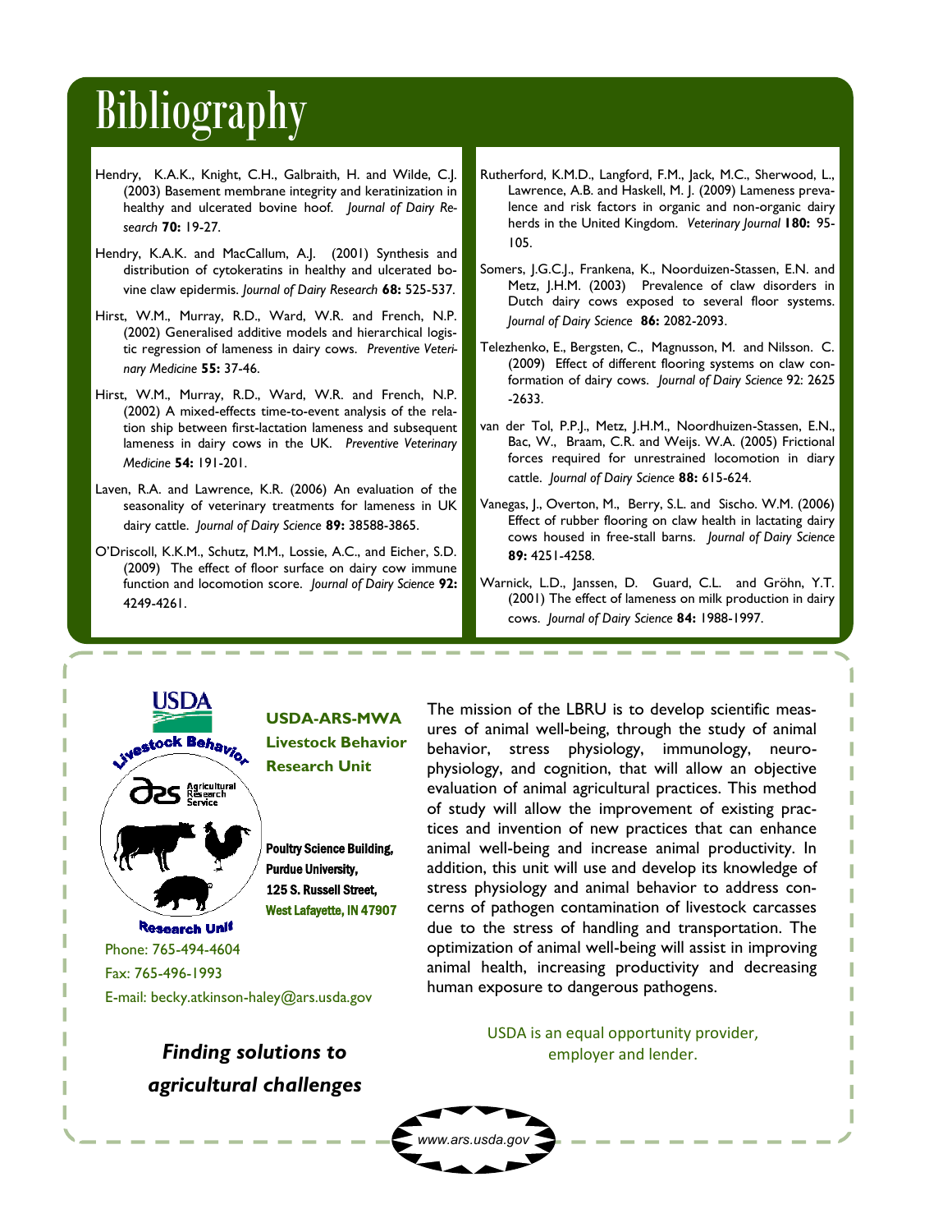# Bibliography

Hendry, K.A.K., Knight, C.H., Galbraith, H. and Wilde, C.J. (2003) Basement membrane integrity and keratinization in healthy and ulcerated bovine hoof. *Journal of Dairy Research* **70:** 19-27.

Hendry, K.A.K. and MacCallum, A.J. (2001) Synthesis and distribution of cytokeratins in healthy and ulcerated bovine claw epidermis. *Journal of Dairy Research* **68:** 525-537.

Hirst, W.M., Murray, R.D., Ward, W.R. and French, N.P. (2002) Generalised additive models and hierarchical logistic regression of lameness in dairy cows. *Preventive Veterinary Medicine* **55:** 37-46.

Hirst, W.M., Murray, R.D., Ward, W.R. and French, N.P. (2002) A mixed-effects time-to-event analysis of the relation ship between first-lactation lameness and subsequent lameness in dairy cows in the UK. *Preventive Veterinary Medicine* **54:** 191-201.

Laven, R.A. and Lawrence, K.R. (2006) An evaluation of the seasonality of veterinary treatments for lameness in UK dairy cattle. *Journal of Dairy Science* **89:** 38588-3865.

O'Driscoll, K.K.M., Schutz, M.M., Lossie, A.C., and Eicher, S.D. (2009) The effect of floor surface on dairy cow immune function and locomotion score. *Journal of Dairy Science* **92:** 4249-4261.

Rutherford, K.M.D., Langford, F.M., Jack, M.C., Sherwood, L., Lawrence, A.B. and Haskell, M. J. (2009) Lameness prevalence and risk factors in organic and non-organic dairy herds in the United Kingdom. *Veterinary Journal* **180:** 95-105.

Somers, J.G.C.J., Frankena, K., Noorduizen-Stassen, E.N. and Metz, J.H.M. (2003) Prevalence of claw disorders in Dutch dairy cows exposed to several floor systems. *Journal of Dairy Science* **86:** 2082-2093.

Telezhenko, E., Bergsten, C., Magnusson, M. and Nilsson. C. (2009) Effect of different flooring systems on claw conformation of dairy cows. *Journal of Dairy Science* 92: 2625-2633.

van der Tol, P.P.J., Metz, J.H.M., Noordhuizen-Stassen, E.N., Bac, W., Braam, C.R. and Weijs. W.A. (2005) Frictional forces required for unrestrained locomotion in diary cattle. *Journal of Dairy Science* **88:** 615-624.

Vanegas, J., Overton, M., Berry, S.L. and Sischo. W.M. (2006) Effect of rubber flooring on claw health in lactating dairy cows housed in free-stall barns. *Journal of Dairy Science* **89:** 4251-4258.

Warnick, L.D., Janssen, D. Guard, C.L. and Gröhn, Y.T. (2001) The effect of lameness on milk production in dairy cows. *Journal of Dairy Science* **84:** 1988-1997.

**USDA-ARS-MWA Livestock Behavior Research Unit**

Poultry Science Building,
Purdue University,
125 S. Russell Street,
West Lafayette, IN 47907

Phone: 765-494-4604
Fax: 765-496-1993
E-mail: becky.atkinson-haley@ars.usda.gov

***Finding solutions to agricultural challenges***

The mission of the LBRU is to develop scientific measures of animal well-being, through the study of animal behavior, stress physiology, immunology, neurophysiology, and cognition, that will allow an objective evaluation of animal agricultural practices. This method of study will allow the improvement of existing practices and invention of new practices that can enhance animal well-being and increase animal productivity. In addition, this unit will use and develop its knowledge of stress physiology and animal behavior to address concerns of pathogen contamination of livestock carcasses due to the stress of handling and transportation. The optimization of animal well-being will assist in improving animal health, increasing productivity and decreasing human exposure to dangerous pathogens.

USDA is an equal opportunity provider, employer and lender.

www.ars.usda.gov